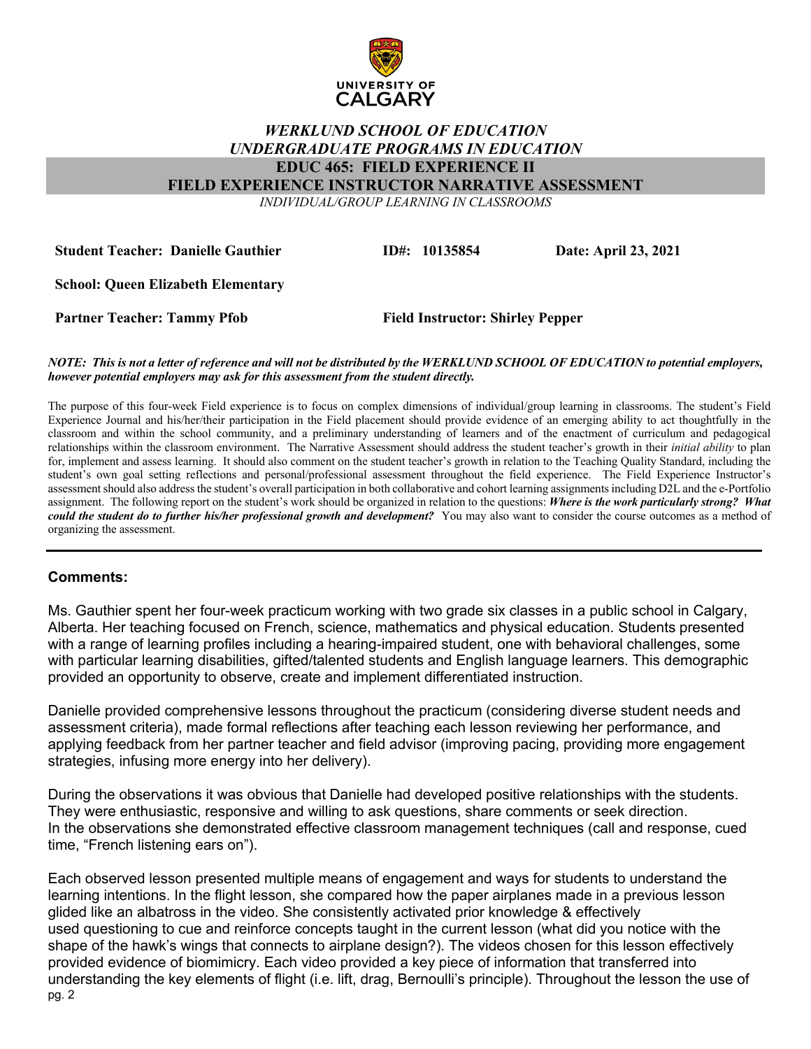UNIVERSITY OF CALGARY

# *WERKLUND SCHOOL OF EDUCATION*
## *UNDERGRADUATE PROGRAMS IN EDUCATION*
## EDUC 465: FIELD EXPERIENCE II
## FIELD EXPERIENCE INSTRUCTOR NARRATIVE ASSESSMENT

*INDIVIDUAL/GROUP LEARNING IN CLASSROOMS*

**Student Teacher: Danielle Gauthier** **ID#: 10135854** **Date: April 23, 2021**

**School: Queen Elizabeth Elementary**

**Partner Teacher: Tammy Pfob** **Field Instructor: Shirley Pepper**

***NOTE: This is not a letter of reference and will not be distributed by the WERKLUND SCHOOL OF EDUCATION to potential employers, however potential employers may ask for this assessment from the student directly.***

The purpose of this four-week Field experience is to focus on complex dimensions of individual/group learning in classrooms. The student's Field Experience Journal and his/her/their participation in the Field placement should provide evidence of an emerging ability to act thoughtfully in the classroom and within the school community, and a preliminary understanding of learners and of the enactment of curriculum and pedagogical relationships within the classroom environment. The Narrative Assessment should address the student teacher's growth in their *initial ability* to plan for, implement and assess learning. It should also comment on the student teacher's growth in relation to the Teaching Quality Standard, including the student's own goal setting reflections and personal/professional assessment throughout the field experience. The Field Experience Instructor's assessment should also address the student's overall participation in both collaborative and cohort learning assignments including D2L and the e-Portfolio assignment. The following report on the student's work should be organized in relation to the questions: ***Where is the work particularly strong? What could the student do to further his/her professional growth and development?*** You may also want to consider the course outcomes as a method of organizing the assessment.

---

**Comments:**

Ms. Gauthier spent her four-week practicum working with two grade six classes in a public school in Calgary, Alberta. Her teaching focused on French, science, mathematics and physical education. Students presented with a range of learning profiles including a hearing-impaired student, one with behavioral challenges, some with particular learning disabilities, gifted/talented students and English language learners. This demographic provided an opportunity to observe, create and implement differentiated instruction.

Danielle provided comprehensive lessons throughout the practicum (considering diverse student needs and assessment criteria), made formal reflections after teaching each lesson reviewing her performance, and applying feedback from her partner teacher and field advisor (improving pacing, providing more engagement strategies, infusing more energy into her delivery).

During the observations it was obvious that Danielle had developed positive relationships with the students. They were enthusiastic, responsive and willing to ask questions, share comments or seek direction. In the observations she demonstrated effective classroom management techniques (call and response, cued time, "French listening ears on").

Each observed lesson presented multiple means of engagement and ways for students to understand the learning intentions. In the flight lesson, she compared how the paper airplanes made in a previous lesson glided like an albatross in the video. She consistently activated prior knowledge & effectively used questioning to cue and reinforce concepts taught in the current lesson (what did you notice with the shape of the hawk's wings that connects to airplane design?). The videos chosen for this lesson effectively provided evidence of biomimicry. Each video provided a key piece of information that transferred into understanding the key elements of flight (i.e. lift, drag, Bernoulli's principle). Throughout the lesson the use of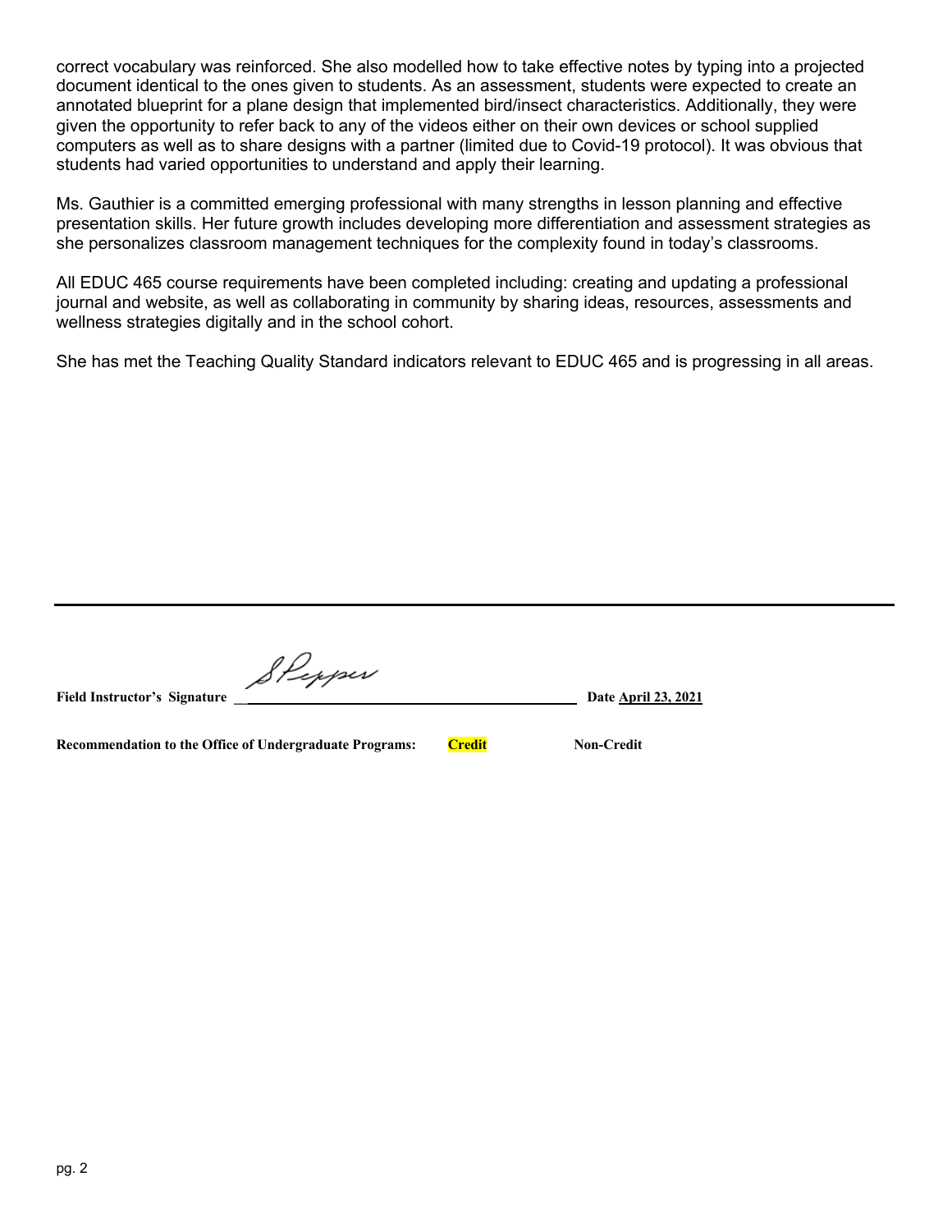correct vocabulary was reinforced. She also modelled how to take effective notes by typing into a projected document identical to the ones given to students. As an assessment, students were expected to create an annotated blueprint for a plane design that implemented bird/insect characteristics. Additionally, they were given the opportunity to refer back to any of the videos either on their own devices or school supplied computers as well as to share designs with a partner (limited due to Covid-19 protocol). It was obvious that students had varied opportunities to understand and apply their learning.

Ms. Gauthier is a committed emerging professional with many strengths in lesson planning and effective presentation skills. Her future growth includes developing more differentiation and assessment strategies as she personalizes classroom management techniques for the complexity found in today's classrooms.

All EDUC 465 course requirements have been completed including: creating and updating a professional journal and website, as well as collaborating in community by sharing ideas, resources, assessments and wellness strategies digitally and in the school cohort.

She has met the Teaching Quality Standard indicators relevant to EDUC 465 and is progressing in all areas.

---

**Field Instructor's Signature** S Pepper **Date** April 23, 2021

**Recommendation to the Office of Undergraduate Programs:** **Credit** **Non-Credit**